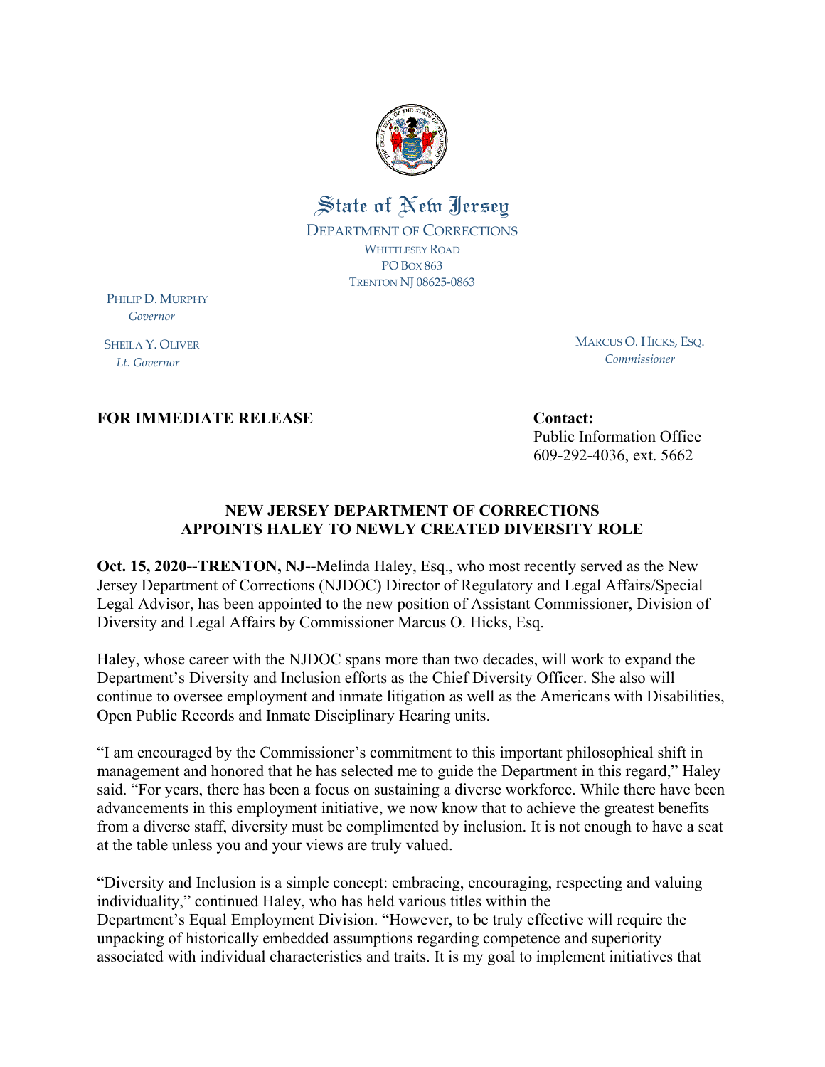State of New Jersey

DEPARTMENT OF CORRECTIONS
WHITTLESEY ROAD
PO BOX 863
TRENTON NJ 08625-0863

PHILIP D. MURPHY
*Governor*

SHEILA Y. OLIVER
*Lt. Governor*

MARCUS O. HICKS, ESQ.
*Commissioner*

**FOR IMMEDIATE RELEASE**

**Contact:**
Public Information Office
609-292-4036, ext. 5662

## NEW JERSEY DEPARTMENT OF CORRECTIONS APPOINTS HALEY TO NEWLY CREATED DIVERSITY ROLE

**Oct. 15, 2020--TRENTON, NJ--**Melinda Haley, Esq., who most recently served as the New Jersey Department of Corrections (NJDOC) Director of Regulatory and Legal Affairs/Special Legal Advisor, has been appointed to the new position of Assistant Commissioner, Division of Diversity and Legal Affairs by Commissioner Marcus O. Hicks, Esq.

Haley, whose career with the NJDOC spans more than two decades, will work to expand the Department's Diversity and Inclusion efforts as the Chief Diversity Officer. She also will continue to oversee employment and inmate litigation as well as the Americans with Disabilities, Open Public Records and Inmate Disciplinary Hearing units.

"I am encouraged by the Commissioner's commitment to this important philosophical shift in management and honored that he has selected me to guide the Department in this regard," Haley said. "For years, there has been a focus on sustaining a diverse workforce. While there have been advancements in this employment initiative, we now know that to achieve the greatest benefits from a diverse staff, diversity must be complimented by inclusion. It is not enough to have a seat at the table unless you and your views are truly valued.

"Diversity and Inclusion is a simple concept: embracing, encouraging, respecting and valuing individuality," continued Haley, who has held various titles within the Department's Equal Employment Division. "However, to be truly effective will require the unpacking of historically embedded assumptions regarding competence and superiority associated with individual characteristics and traits. It is my goal to implement initiatives that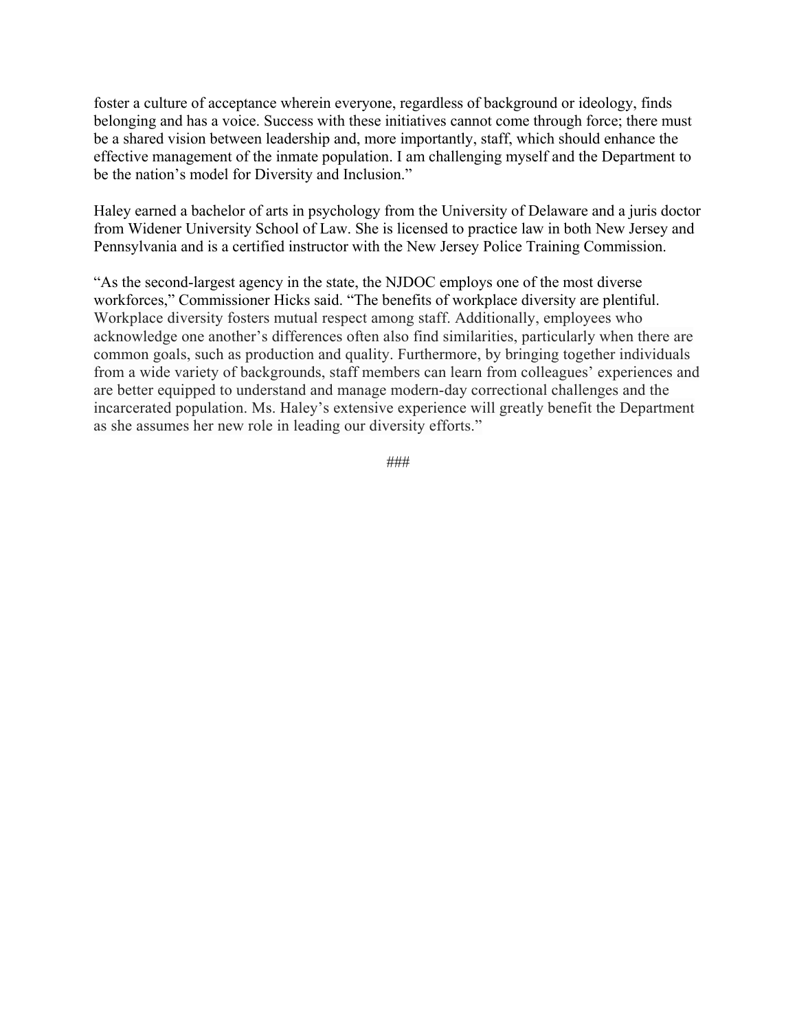foster a culture of acceptance wherein everyone, regardless of background or ideology, finds belonging and has a voice. Success with these initiatives cannot come through force; there must be a shared vision between leadership and, more importantly, staff, which should enhance the effective management of the inmate population. I am challenging myself and the Department to be the nation's model for Diversity and Inclusion."

Haley earned a bachelor of arts in psychology from the University of Delaware and a juris doctor from Widener University School of Law. She is licensed to practice law in both New Jersey and Pennsylvania and is a certified instructor with the New Jersey Police Training Commission.

"As the second-largest agency in the state, the NJDOC employs one of the most diverse workforces," Commissioner Hicks said. "The benefits of workplace diversity are plentiful. Workplace diversity fosters mutual respect among staff. Additionally, employees who acknowledge one another's differences often also find similarities, particularly when there are common goals, such as production and quality. Furthermore, by bringing together individuals from a wide variety of backgrounds, staff members can learn from colleagues' experiences and are better equipped to understand and manage modern-day correctional challenges and the incarcerated population. Ms. Haley's extensive experience will greatly benefit the Department as she assumes her new role in leading our diversity efforts."

###